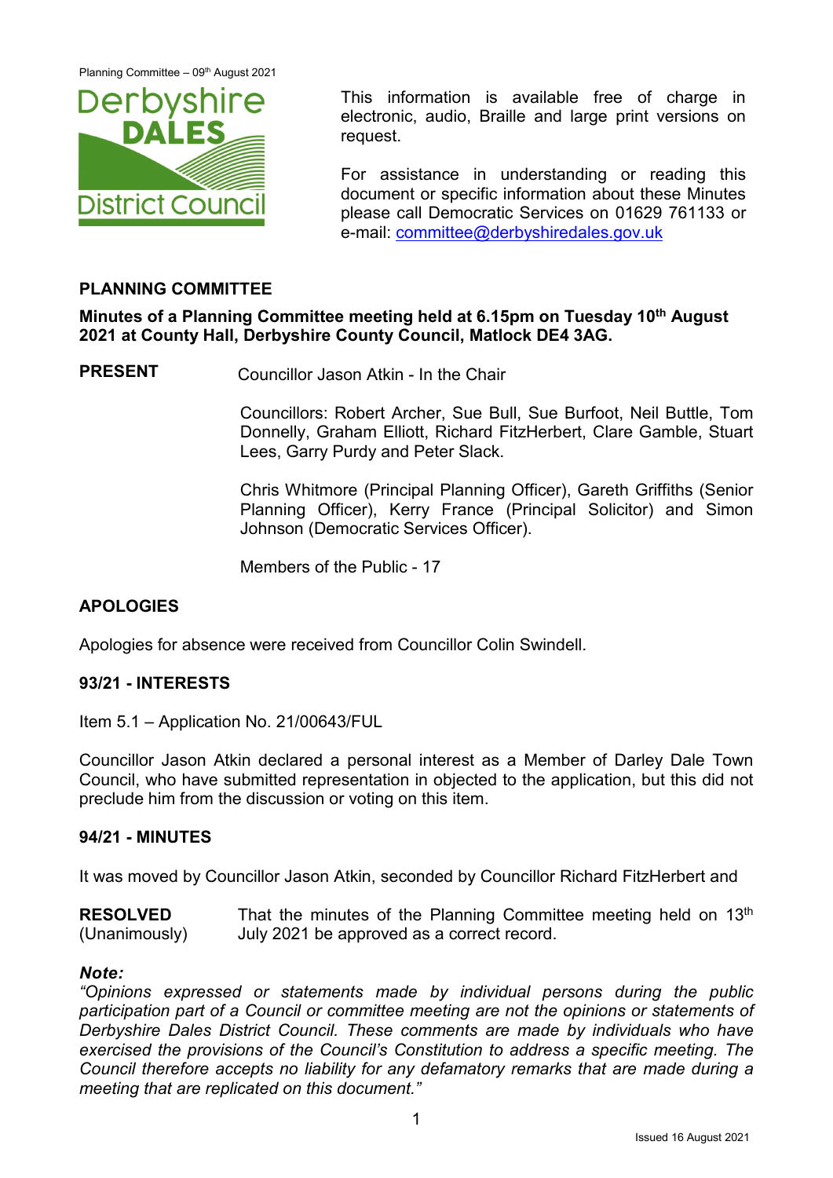This information is available free of charge in electronic, audio, Braille and large print versions on request.

For assistance in understanding or reading this document or specific information about these Minutes please call Democratic Services on 01629 761133 or e-mail: committee@derbyshiredales.gov.uk

## PLANNING COMMITTEE

**Minutes of a Planning Committee meeting held at 6.15pm on Tuesday 10th August 2021 at County Hall, Derbyshire County Council, Matlock DE4 3AG.**

**PRESENT** Councillor Jason Atkin - In the Chair

Councillors: Robert Archer, Sue Bull, Sue Burfoot, Neil Buttle, Tom Donnelly, Graham Elliott, Richard FitzHerbert, Clare Gamble, Stuart Lees, Garry Purdy and Peter Slack.

Chris Whitmore (Principal Planning Officer), Gareth Griffiths (Senior Planning Officer), Kerry France (Principal Solicitor) and Simon Johnson (Democratic Services Officer).

Members of the Public - 17

### APOLOGIES

Apologies for absence were received from Councillor Colin Swindell.

### 93/21 - INTERESTS

Item 5.1 – Application No. 21/00643/FUL

Councillor Jason Atkin declared a personal interest as a Member of Darley Dale Town Council, who have submitted representation in objected to the application, but this did not preclude him from the discussion or voting on this item.

### 94/21 - MINUTES

It was moved by Councillor Jason Atkin, seconded by Councillor Richard FitzHerbert and

**RESOLVED** (Unanimously) That the minutes of the Planning Committee meeting held on 13th July 2021 be approved as a correct record.

***Note:***
*"Opinions expressed or statements made by individual persons during the public participation part of a Council or committee meeting are not the opinions or statements of Derbyshire Dales District Council. These comments are made by individuals who have exercised the provisions of the Council's Constitution to address a specific meeting. The Council therefore accepts no liability for any defamatory remarks that are made during a meeting that are replicated on this document."*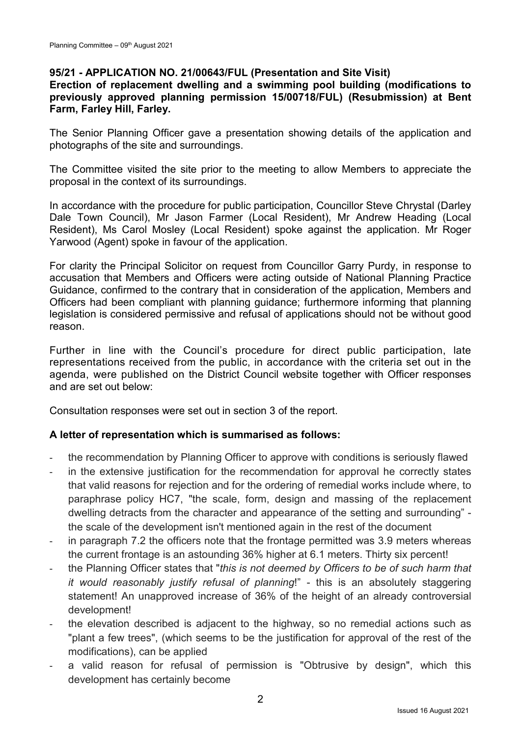**95/21 - APPLICATION NO. 21/00643/FUL (Presentation and Site Visit)**
**Erection of replacement dwelling and a swimming pool building (modifications to previously approved planning permission 15/00718/FUL) (Resubmission) at Bent Farm, Farley Hill, Farley.**

The Senior Planning Officer gave a presentation showing details of the application and photographs of the site and surroundings.

The Committee visited the site prior to the meeting to allow Members to appreciate the proposal in the context of its surroundings.

In accordance with the procedure for public participation, Councillor Steve Chrystal (Darley Dale Town Council), Mr Jason Farmer (Local Resident), Mr Andrew Heading (Local Resident), Ms Carol Mosley (Local Resident) spoke against the application. Mr Roger Yarwood (Agent) spoke in favour of the application.

For clarity the Principal Solicitor on request from Councillor Garry Purdy, in response to accusation that Members and Officers were acting outside of National Planning Practice Guidance, confirmed to the contrary that in consideration of the application, Members and Officers had been compliant with planning guidance; furthermore informing that planning legislation is considered permissive and refusal of applications should not be without good reason.

Further in line with the Council's procedure for direct public participation, late representations received from the public, in accordance with the criteria set out in the agenda, were published on the District Council website together with Officer responses and are set out below:

Consultation responses were set out in section 3 of the report.

**A letter of representation which is summarised as follows:**

- the recommendation by Planning Officer to approve with conditions is seriously flawed
- in the extensive justification for the recommendation for approval he correctly states that valid reasons for rejection and for the ordering of remedial works include where, to paraphrase policy HC7, "the scale, form, design and massing of the replacement dwelling detracts from the character and appearance of the setting and surrounding" - the scale of the development isn't mentioned again in the rest of the document
- in paragraph 7.2 the officers note that the frontage permitted was 3.9 meters whereas the current frontage is an astounding 36% higher at 6.1 meters. Thirty six percent!
- the Planning Officer states that "*this is not deemed by Officers to be of such harm that it would reasonably justify refusal of planning*!" - this is an absolutely staggering statement! An unapproved increase of 36% of the height of an already controversial development!
- the elevation described is adjacent to the highway, so no remedial actions such as "plant a few trees", (which seems to be the justification for approval of the rest of the modifications), can be applied
- a valid reason for refusal of permission is "Obtrusive by design", which this development has certainly become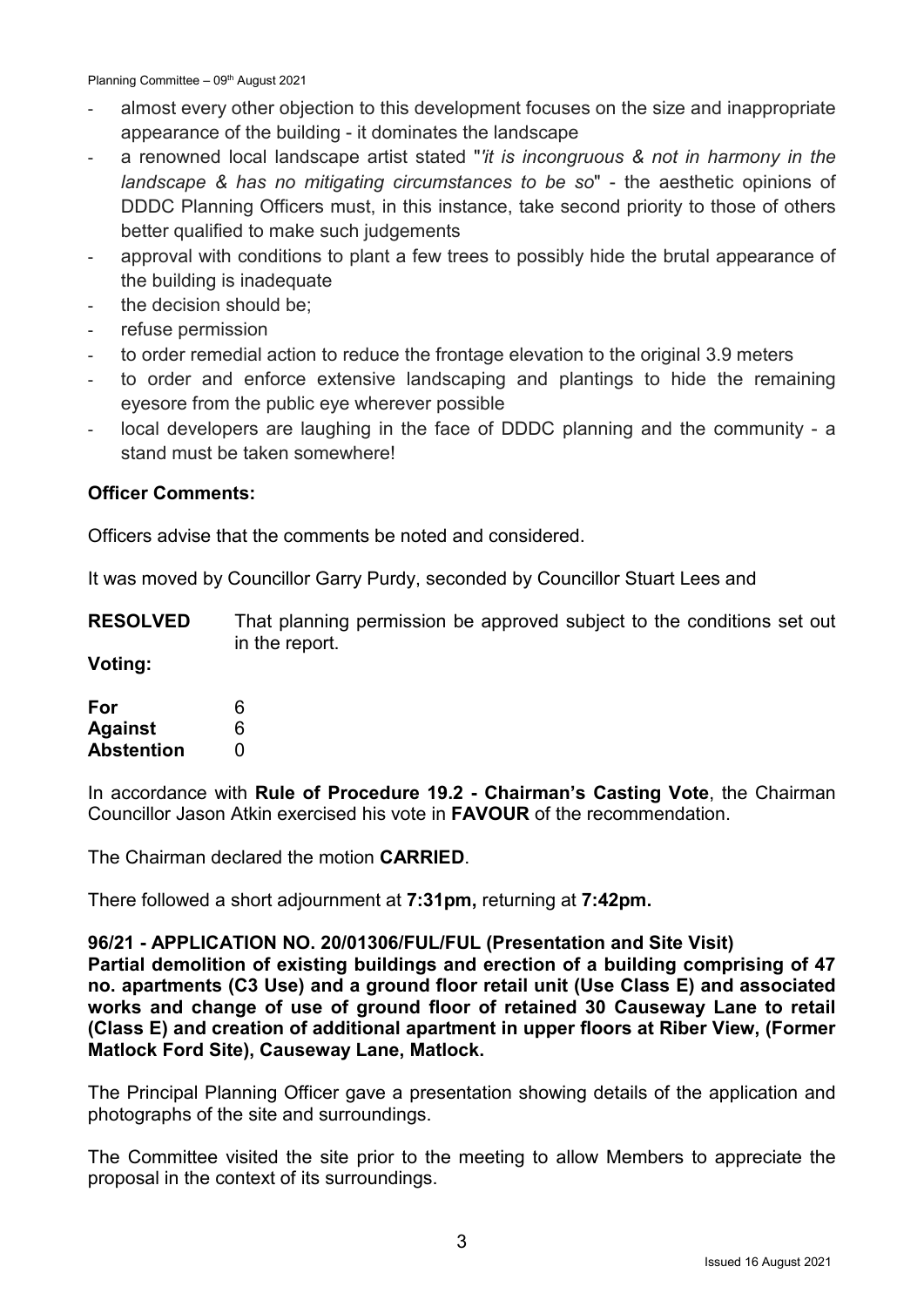- almost every other objection to this development focuses on the size and inappropriate appearance of the building - it dominates the landscape
- a renowned local landscape artist stated "*'it is incongruous & not in harmony in the landscape & has no mitigating circumstances to be so*" - the aesthetic opinions of DDDC Planning Officers must, in this instance, take second priority to those of others better qualified to make such judgements
- approval with conditions to plant a few trees to possibly hide the brutal appearance of the building is inadequate
- the decision should be;
- refuse permission
- to order remedial action to reduce the frontage elevation to the original 3.9 meters
- to order and enforce extensive landscaping and plantings to hide the remaining eyesore from the public eye wherever possible
- local developers are laughing in the face of DDDC planning and the community - a stand must be taken somewhere!

**Officer Comments:**

Officers advise that the comments be noted and considered.

It was moved by Councillor Garry Purdy, seconded by Councillor Stuart Lees and

**RESOLVED** That planning permission be approved subject to the conditions set out in the report.

**Voting:**

| | |
|---|---|
| **For** | 6 |
| **Against** | 6 |
| **Abstention** | 0 |

In accordance with **Rule of Procedure 19.2 - Chairman's Casting Vote**, the Chairman Councillor Jason Atkin exercised his vote in **FAVOUR** of the recommendation.

The Chairman declared the motion **CARRIED**.

There followed a short adjournment at **7:31pm,** returning at **7:42pm.**

**96/21 - APPLICATION NO. 20/01306/FUL/FUL (Presentation and Site Visit)**
**Partial demolition of existing buildings and erection of a building comprising of 47 no. apartments (C3 Use) and a ground floor retail unit (Use Class E) and associated works and change of use of ground floor of retained 30 Causeway Lane to retail (Class E) and creation of additional apartment in upper floors at Riber View, (Former Matlock Ford Site), Causeway Lane, Matlock.**

The Principal Planning Officer gave a presentation showing details of the application and photographs of the site and surroundings.

The Committee visited the site prior to the meeting to allow Members to appreciate the proposal in the context of its surroundings.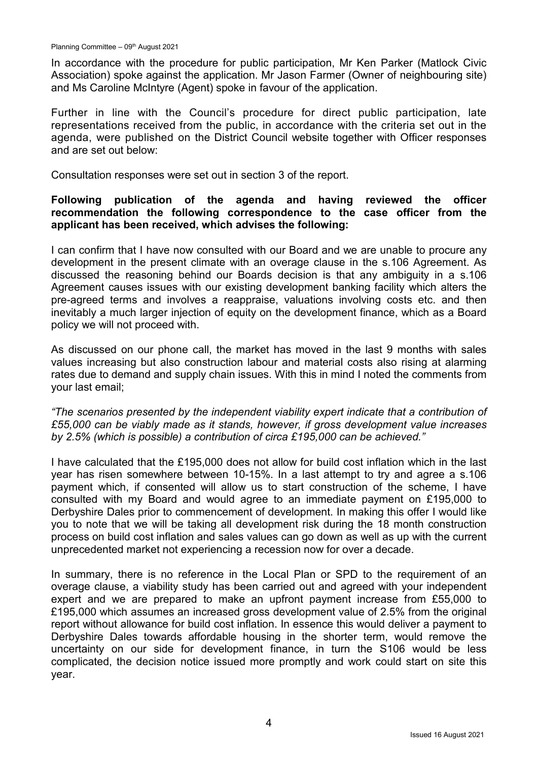In accordance with the procedure for public participation, Mr Ken Parker (Matlock Civic Association) spoke against the application. Mr Jason Farmer (Owner of neighbouring site) and Ms Caroline McIntyre (Agent) spoke in favour of the application.

Further in line with the Council's procedure for direct public participation, late representations received from the public, in accordance with the criteria set out in the agenda, were published on the District Council website together with Officer responses and are set out below:

Consultation responses were set out in section 3 of the report.

**Following publication of the agenda and having reviewed the officer recommendation the following correspondence to the case officer from the applicant has been received, which advises the following:**

I can confirm that I have now consulted with our Board and we are unable to procure any development in the present climate with an overage clause in the s.106 Agreement. As discussed the reasoning behind our Boards decision is that any ambiguity in a s.106 Agreement causes issues with our existing development banking facility which alters the pre-agreed terms and involves a reappraise, valuations involving costs etc. and then inevitably a much larger injection of equity on the development finance, which as a Board policy we will not proceed with.

As discussed on our phone call, the market has moved in the last 9 months with sales values increasing but also construction labour and material costs also rising at alarming rates due to demand and supply chain issues. With this in mind I noted the comments from your last email;

*"The scenarios presented by the independent viability expert indicate that a contribution of £55,000 can be viably made as it stands, however, if gross development value increases by 2.5% (which is possible) a contribution of circa £195,000 can be achieved."*

I have calculated that the £195,000 does not allow for build cost inflation which in the last year has risen somewhere between 10-15%. In a last attempt to try and agree a s.106 payment which, if consented will allow us to start construction of the scheme, I have consulted with my Board and would agree to an immediate payment on £195,000 to Derbyshire Dales prior to commencement of development. In making this offer I would like you to note that we will be taking all development risk during the 18 month construction process on build cost inflation and sales values can go down as well as up with the current unprecedented market not experiencing a recession now for over a decade.

In summary, there is no reference in the Local Plan or SPD to the requirement of an overage clause, a viability study has been carried out and agreed with your independent expert and we are prepared to make an upfront payment increase from £55,000 to £195,000 which assumes an increased gross development value of 2.5% from the original report without allowance for build cost inflation. In essence this would deliver a payment to Derbyshire Dales towards affordable housing in the shorter term, would remove the uncertainty on our side for development finance, in turn the S106 would be less complicated, the decision notice issued more promptly and work could start on site this year.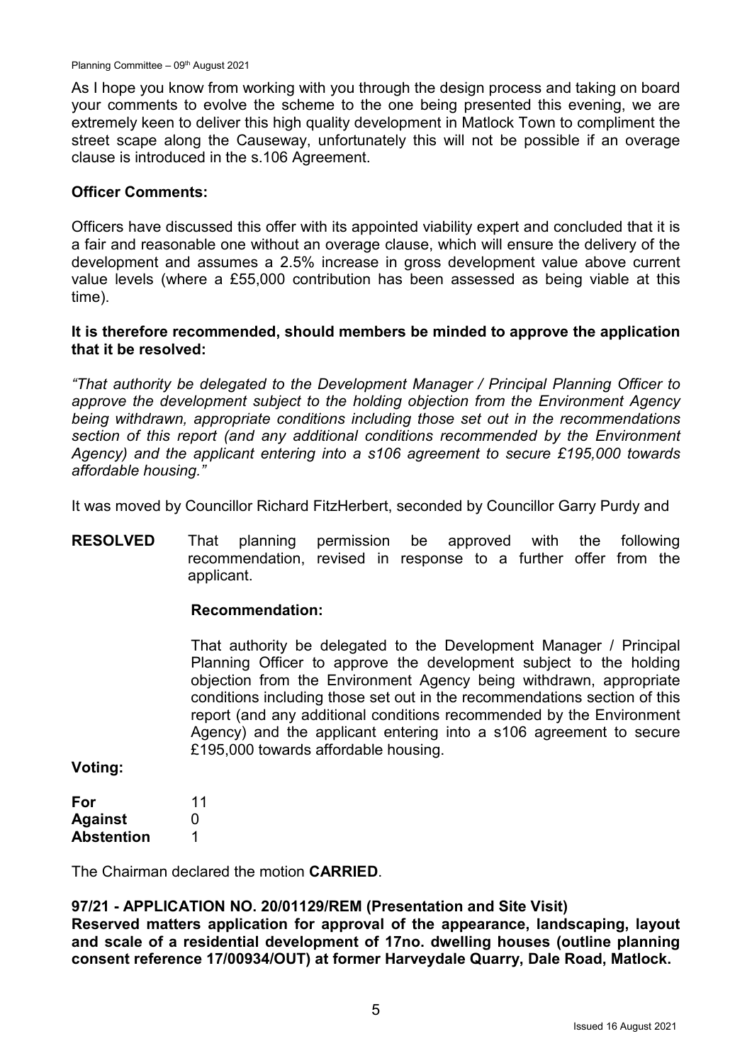As I hope you know from working with you through the design process and taking on board your comments to evolve the scheme to the one being presented this evening, we are extremely keen to deliver this high quality development in Matlock Town to compliment the street scape along the Causeway, unfortunately this will not be possible if an overage clause is introduced in the s.106 Agreement.

**Officer Comments:**

Officers have discussed this offer with its appointed viability expert and concluded that it is a fair and reasonable one without an overage clause, which will ensure the delivery of the development and assumes a 2.5% increase in gross development value above current value levels (where a £55,000 contribution has been assessed as being viable at this time).

**It is therefore recommended, should members be minded to approve the application that it be resolved:**

*"That authority be delegated to the Development Manager / Principal Planning Officer to approve the development subject to the holding objection from the Environment Agency being withdrawn, appropriate conditions including those set out in the recommendations section of this report (and any additional conditions recommended by the Environment Agency) and the applicant entering into a s106 agreement to secure £195,000 towards affordable housing."*

It was moved by Councillor Richard FitzHerbert, seconded by Councillor Garry Purdy and

**RESOLVED** That planning permission be approved with the following recommendation, revised in response to a further offer from the applicant.

**Recommendation:**

That authority be delegated to the Development Manager / Principal Planning Officer to approve the development subject to the holding objection from the Environment Agency being withdrawn, appropriate conditions including those set out in the recommendations section of this report (and any additional conditions recommended by the Environment Agency) and the applicant entering into a s106 agreement to secure £195,000 towards affordable housing.

**Voting:**

| | |
|---|---|
| **For** | 11 |
| **Against** | 0 |
| **Abstention** | 1 |

The Chairman declared the motion **CARRIED**.

**97/21 - APPLICATION NO. 20/01129/REM (Presentation and Site Visit)**
**Reserved matters application for approval of the appearance, landscaping, layout and scale of a residential development of 17no. dwelling houses (outline planning consent reference 17/00934/OUT) at former Harveydale Quarry, Dale Road, Matlock.**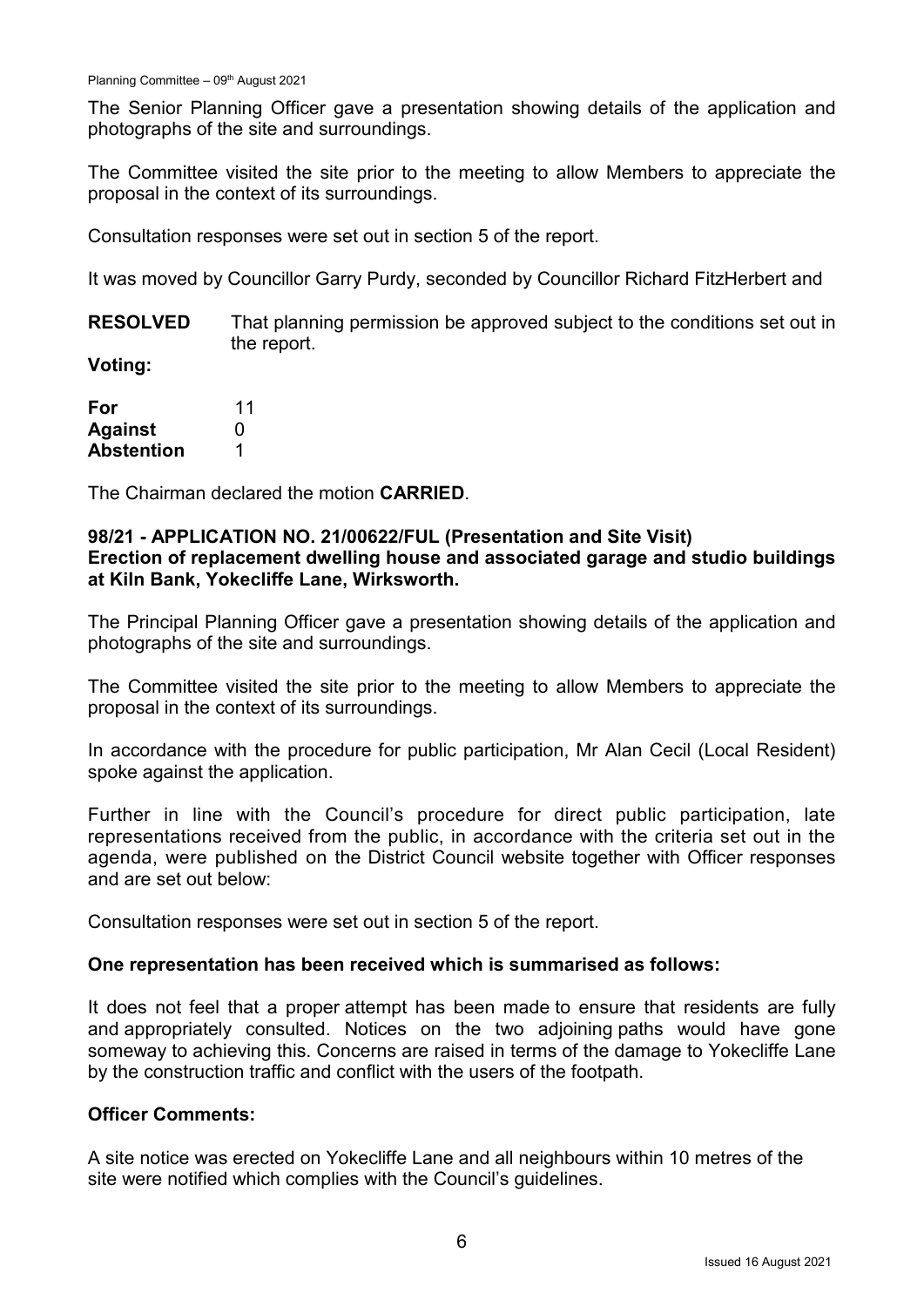The Senior Planning Officer gave a presentation showing details of the application and photographs of the site and surroundings.

The Committee visited the site prior to the meeting to allow Members to appreciate the proposal in the context of its surroundings.

Consultation responses were set out in section 5 of the report.

It was moved by Councillor Garry Purdy, seconded by Councillor Richard FitzHerbert and

**RESOLVED** That planning permission be approved subject to the conditions set out in the report.

**Voting:**

| | |
|---|---|
| **For** | 11 |
| **Against** | 0 |
| **Abstention** | 1 |

The Chairman declared the motion **CARRIED**.

### 98/21 - APPLICATION NO. 21/00622/FUL (Presentation and Site Visit) Erection of replacement dwelling house and associated garage and studio buildings at Kiln Bank, Yokecliffe Lane, Wirksworth.

The Principal Planning Officer gave a presentation showing details of the application and photographs of the site and surroundings.

The Committee visited the site prior to the meeting to allow Members to appreciate the proposal in the context of its surroundings.

In accordance with the procedure for public participation, Mr Alan Cecil (Local Resident) spoke against the application.

Further in line with the Council's procedure for direct public participation, late representations received from the public, in accordance with the criteria set out in the agenda, were published on the District Council website together with Officer responses and are set out below:

Consultation responses were set out in section 5 of the report.

**One representation has been received which is summarised as follows:**

It does not feel that a proper attempt has been made to ensure that residents are fully and appropriately consulted. Notices on the two adjoining paths would have gone someway to achieving this. Concerns are raised in terms of the damage to Yokecliffe Lane by the construction traffic and conflict with the users of the footpath.

**Officer Comments:**

A site notice was erected on Yokecliffe Lane and all neighbours within 10 metres of the site were notified which complies with the Council's guidelines.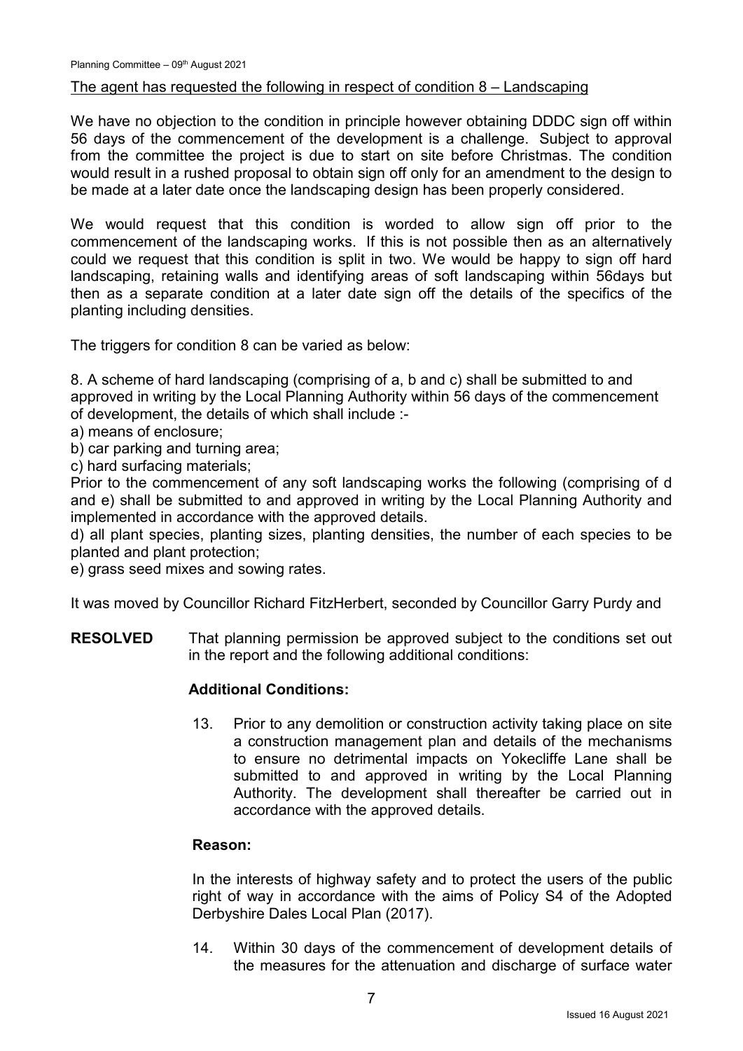The agent has requested the following in respect of condition 8 – Landscaping

We have no objection to the condition in principle however obtaining DDDC sign off within 56 days of the commencement of the development is a challenge. Subject to approval from the committee the project is due to start on site before Christmas. The condition would result in a rushed proposal to obtain sign off only for an amendment to the design to be made at a later date once the landscaping design has been properly considered.

We would request that this condition is worded to allow sign off prior to the commencement of the landscaping works. If this is not possible then as an alternatively could we request that this condition is split in two. We would be happy to sign off hard landscaping, retaining walls and identifying areas of soft landscaping within 56days but then as a separate condition at a later date sign off the details of the specifics of the planting including densities.

The triggers for condition 8 can be varied as below:

8. A scheme of hard landscaping (comprising of a, b and c) shall be submitted to and approved in writing by the Local Planning Authority within 56 days of the commencement of development, the details of which shall include :-
a) means of enclosure;
b) car parking and turning area;
c) hard surfacing materials;
Prior to the commencement of any soft landscaping works the following (comprising of d and e) shall be submitted to and approved in writing by the Local Planning Authority and implemented in accordance with the approved details.
d) all plant species, planting sizes, planting densities, the number of each species to be planted and plant protection;
e) grass seed mixes and sowing rates.

It was moved by Councillor Richard FitzHerbert, seconded by Councillor Garry Purdy and

**RESOLVED** That planning permission be approved subject to the conditions set out in the report and the following additional conditions:

**Additional Conditions:**

13. Prior to any demolition or construction activity taking place on site a construction management plan and details of the mechanisms to ensure no detrimental impacts on Yokecliffe Lane shall be submitted to and approved in writing by the Local Planning Authority. The development shall thereafter be carried out in accordance with the approved details.

**Reason:**

In the interests of highway safety and to protect the users of the public right of way in accordance with the aims of Policy S4 of the Adopted Derbyshire Dales Local Plan (2017).

14. Within 30 days of the commencement of development details of the measures for the attenuation and discharge of surface water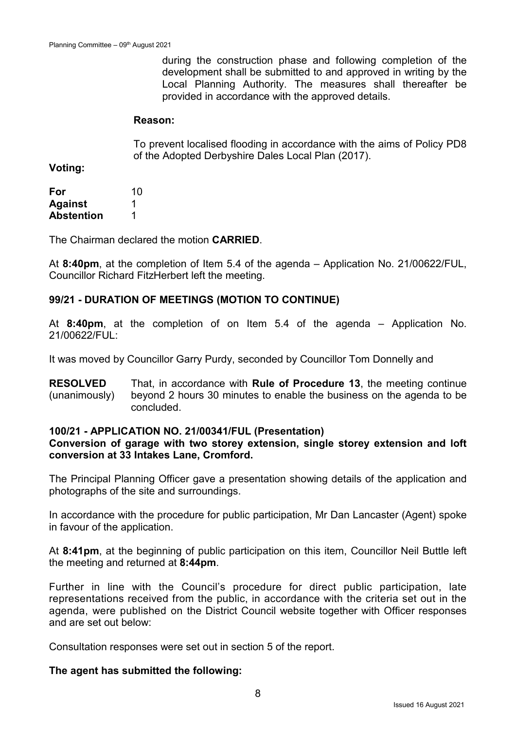during the construction phase and following completion of the development shall be submitted to and approved in writing by the Local Planning Authority. The measures shall thereafter be provided in accordance with the approved details.

**Reason:**

To prevent localised flooding in accordance with the aims of Policy PD8 of the Adopted Derbyshire Dales Local Plan (2017).

**Voting:**

| | |
|---|---|
| **For** | 10 |
| **Against** | 1 |
| **Abstention** | 1 |

The Chairman declared the motion **CARRIED**.

At **8:40pm**, at the completion of Item 5.4 of the agenda – Application No. 21/00622/FUL, Councillor Richard FitzHerbert left the meeting.

### 99/21 - DURATION OF MEETINGS (MOTION TO CONTINUE)

At **8:40pm**, at the completion of on Item 5.4 of the agenda – Application No. 21/00622/FUL:

It was moved by Councillor Garry Purdy, seconded by Councillor Tom Donnelly and

**RESOLVED** (unanimously) That, in accordance with **Rule of Procedure 13**, the meeting continue beyond 2 hours 30 minutes to enable the business on the agenda to be concluded.

### 100/21 - APPLICATION NO. 21/00341/FUL (Presentation)
**Conversion of garage with two storey extension, single storey extension and loft conversion at 33 Intakes Lane, Cromford.**

The Principal Planning Officer gave a presentation showing details of the application and photographs of the site and surroundings.

In accordance with the procedure for public participation, Mr Dan Lancaster (Agent) spoke in favour of the application.

At **8:41pm**, at the beginning of public participation on this item, Councillor Neil Buttle left the meeting and returned at **8:44pm**.

Further in line with the Council's procedure for direct public participation, late representations received from the public, in accordance with the criteria set out in the agenda, were published on the District Council website together with Officer responses and are set out below:

Consultation responses were set out in section 5 of the report.

**The agent has submitted the following:**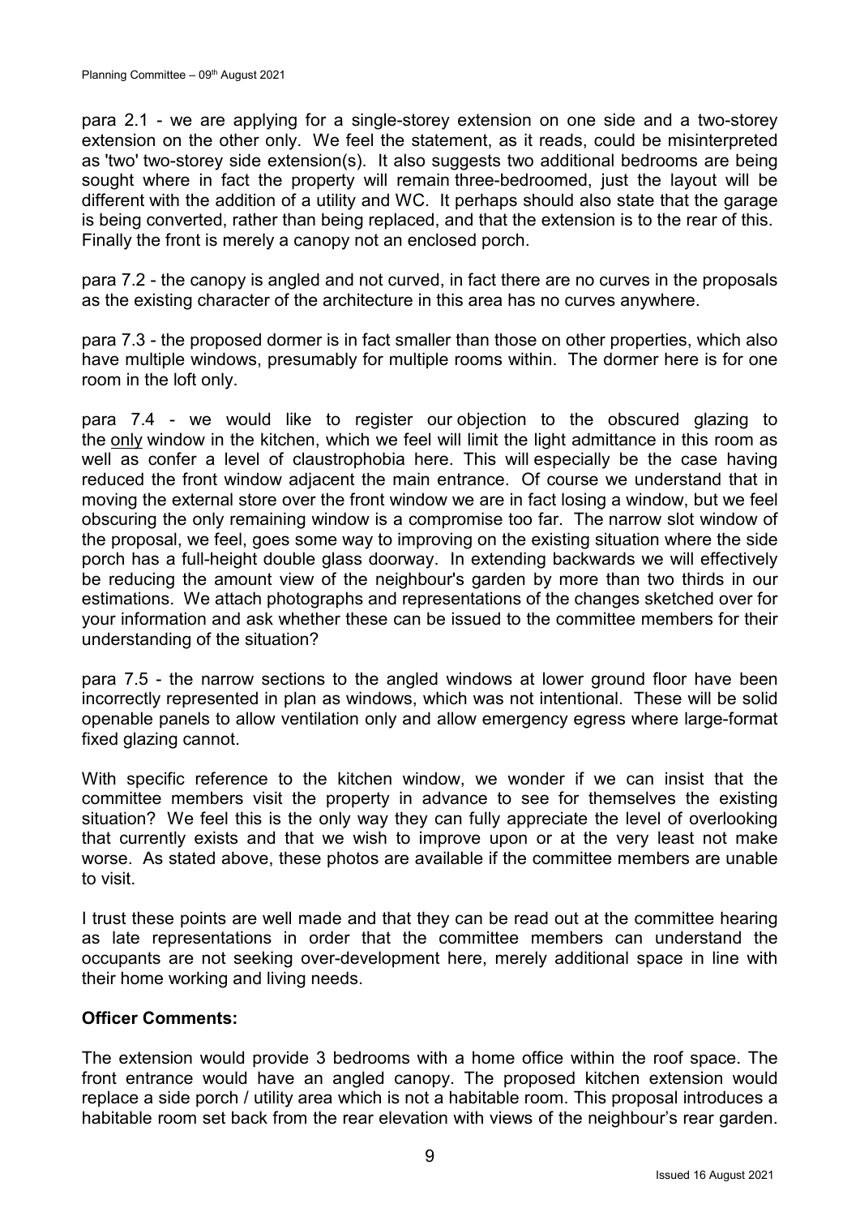para 2.1 - we are applying for a single-storey extension on one side and a two-storey extension on the other only. We feel the statement, as it reads, could be misinterpreted as 'two' two-storey side extension(s). It also suggests two additional bedrooms are being sought where in fact the property will remain three-bedroomed, just the layout will be different with the addition of a utility and WC. It perhaps should also state that the garage is being converted, rather than being replaced, and that the extension is to the rear of this. Finally the front is merely a canopy not an enclosed porch.

para 7.2 - the canopy is angled and not curved, in fact there are no curves in the proposals as the existing character of the architecture in this area has no curves anywhere.

para 7.3 - the proposed dormer is in fact smaller than those on other properties, which also have multiple windows, presumably for multiple rooms within. The dormer here is for one room in the loft only.

para 7.4 - we would like to register our objection to the obscured glazing to the <u>only</u> window in the kitchen, which we feel will limit the light admittance in this room as well as confer a level of claustrophobia here. This will especially be the case having reduced the front window adjacent the main entrance. Of course we understand that in moving the external store over the front window we are in fact losing a window, but we feel obscuring the only remaining window is a compromise too far. The narrow slot window of the proposal, we feel, goes some way to improving on the existing situation where the side porch has a full-height double glass doorway. In extending backwards we will effectively be reducing the amount view of the neighbour's garden by more than two thirds in our estimations. We attach photographs and representations of the changes sketched over for your information and ask whether these can be issued to the committee members for their understanding of the situation?

para 7.5 - the narrow sections to the angled windows at lower ground floor have been incorrectly represented in plan as windows, which was not intentional. These will be solid openable panels to allow ventilation only and allow emergency egress where large-format fixed glazing cannot.

With specific reference to the kitchen window, we wonder if we can insist that the committee members visit the property in advance to see for themselves the existing situation? We feel this is the only way they can fully appreciate the level of overlooking that currently exists and that we wish to improve upon or at the very least not make worse. As stated above, these photos are available if the committee members are unable to visit.

I trust these points are well made and that they can be read out at the committee hearing as late representations in order that the committee members can understand the occupants are not seeking over-development here, merely additional space in line with their home working and living needs.

**Officer Comments:**

The extension would provide 3 bedrooms with a home office within the roof space. The front entrance would have an angled canopy. The proposed kitchen extension would replace a side porch / utility area which is not a habitable room. This proposal introduces a habitable room set back from the rear elevation with views of the neighbour's rear garden.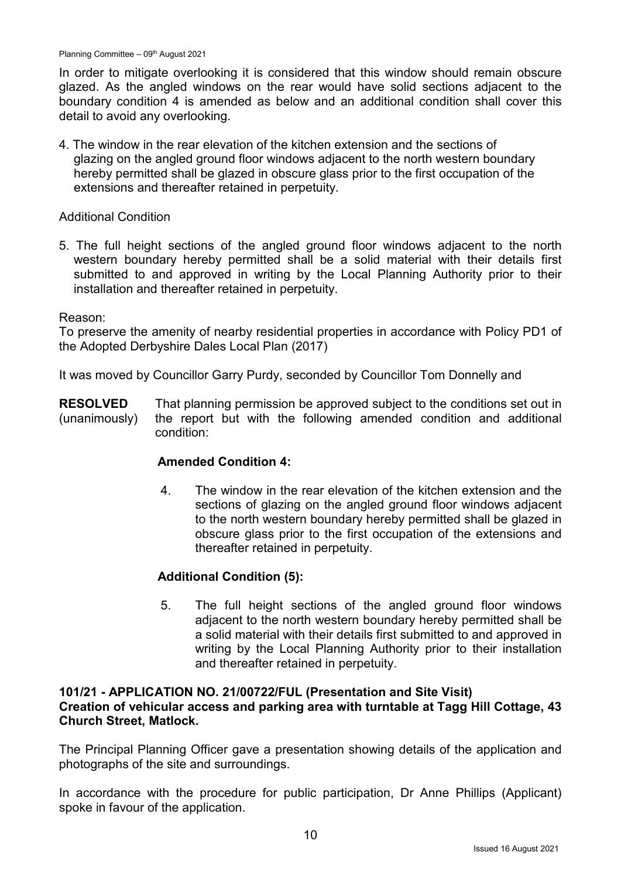In order to mitigate overlooking it is considered that this window should remain obscure glazed. As the angled windows on the rear would have solid sections adjacent to the boundary condition 4 is amended as below and an additional condition shall cover this detail to avoid any overlooking.

4. The window in the rear elevation of the kitchen extension and the sections of glazing on the angled ground floor windows adjacent to the north western boundary hereby permitted shall be glazed in obscure glass prior to the first occupation of the extensions and thereafter retained in perpetuity.

Additional Condition

5. The full height sections of the angled ground floor windows adjacent to the north western boundary hereby permitted shall be a solid material with their details first submitted to and approved in writing by the Local Planning Authority prior to their installation and thereafter retained in perpetuity.

Reason:
To preserve the amenity of nearby residential properties in accordance with Policy PD1 of the Adopted Derbyshire Dales Local Plan (2017)

It was moved by Councillor Garry Purdy, seconded by Councillor Tom Donnelly and

**RESOLVED** (unanimously) That planning permission be approved subject to the conditions set out in the report but with the following amended condition and additional condition:

**Amended Condition 4:**

4. The window in the rear elevation of the kitchen extension and the sections of glazing on the angled ground floor windows adjacent to the north western boundary hereby permitted shall be glazed in obscure glass prior to the first occupation of the extensions and thereafter retained in perpetuity.

**Additional Condition (5):**

5. The full height sections of the angled ground floor windows adjacent to the north western boundary hereby permitted shall be a solid material with their details first submitted to and approved in writing by the Local Planning Authority prior to their installation and thereafter retained in perpetuity.

**101/21 - APPLICATION NO. 21/00722/FUL (Presentation and Site Visit)**
**Creation of vehicular access and parking area with turntable at Tagg Hill Cottage, 43 Church Street, Matlock.**

The Principal Planning Officer gave a presentation showing details of the application and photographs of the site and surroundings.

In accordance with the procedure for public participation, Dr Anne Phillips (Applicant) spoke in favour of the application.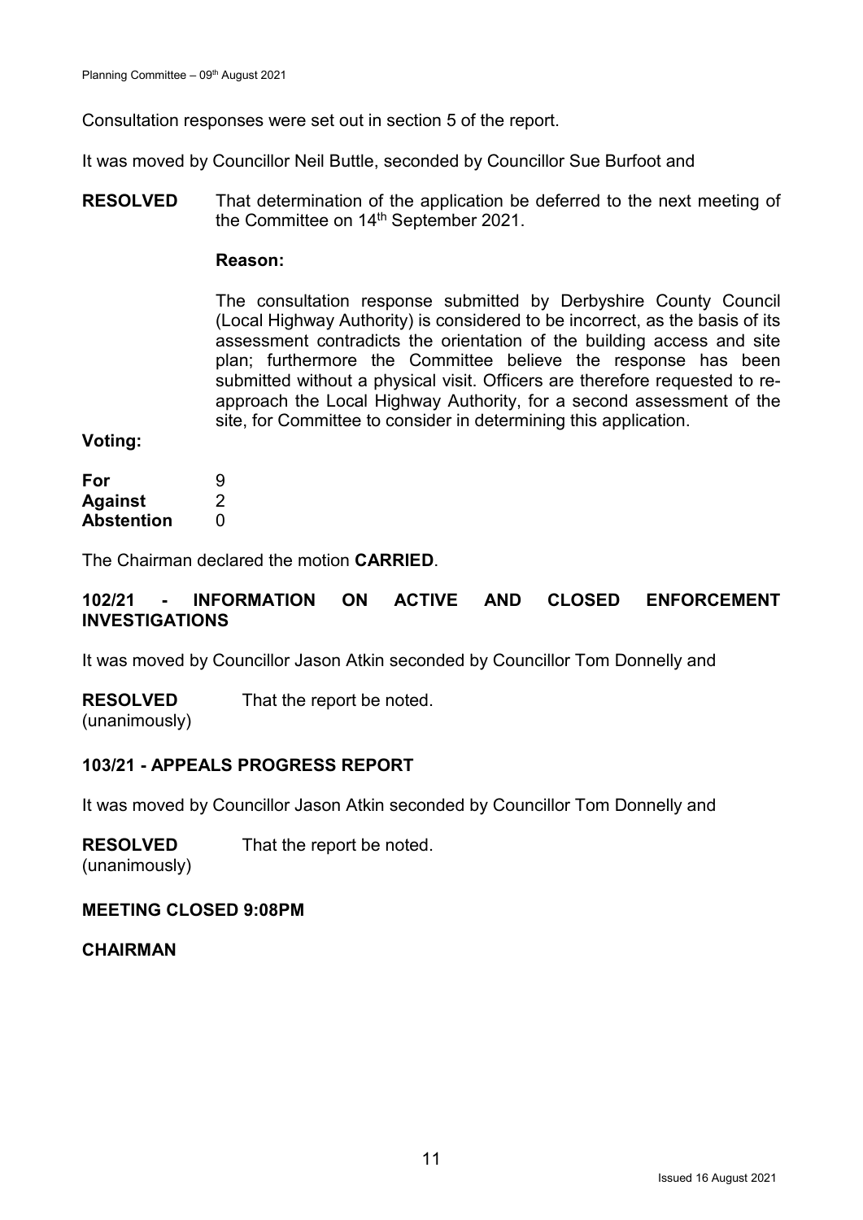Consultation responses were set out in section 5 of the report.

It was moved by Councillor Neil Buttle, seconded by Councillor Sue Burfoot and

**RESOLVED** That determination of the application be deferred to the next meeting of the Committee on 14th September 2021.

**Reason:**

The consultation response submitted by Derbyshire County Council (Local Highway Authority) is considered to be incorrect, as the basis of its assessment contradicts the orientation of the building access and site plan; furthermore the Committee believe the response has been submitted without a physical visit. Officers are therefore requested to re-approach the Local Highway Authority, for a second assessment of the site, for Committee to consider in determining this application.

**Voting:**

| | |
|---|---|
| **For** | 9 |
| **Against** | 2 |
| **Abstention** | 0 |

The Chairman declared the motion **CARRIED**.

## 102/21 - INFORMATION ON ACTIVE AND CLOSED ENFORCEMENT INVESTIGATIONS

It was moved by Councillor Jason Atkin seconded by Councillor Tom Donnelly and

**RESOLVED** That the report be noted.
(unanimously)

## 103/21 - APPEALS PROGRESS REPORT

It was moved by Councillor Jason Atkin seconded by Councillor Tom Donnelly and

**RESOLVED** That the report be noted.
(unanimously)

**MEETING CLOSED 9:08PM**

**CHAIRMAN**

Issued 16 August 2021